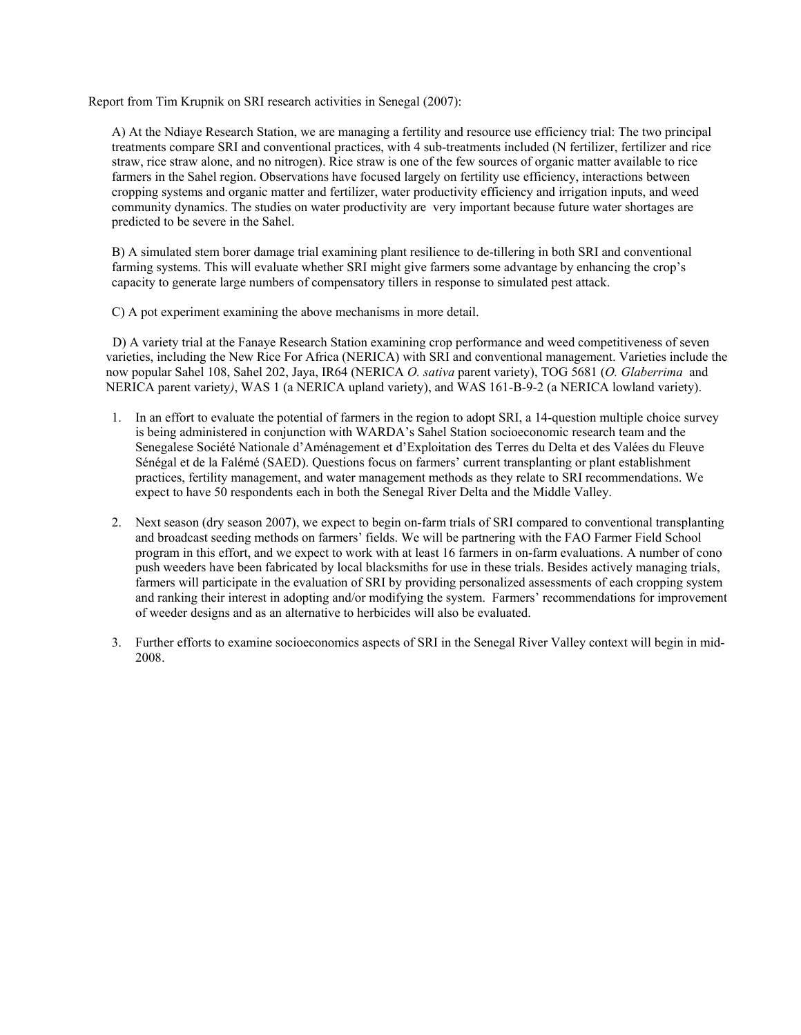Report from Tim Krupnik on SRI research activities in Senegal (2007):

A) At the Ndiaye Research Station, we are managing a fertility and resource use efficiency trial: The two principal treatments compare SRI and conventional practices, with 4 sub-treatments included (N fertilizer, fertilizer and rice straw, rice straw alone, and no nitrogen). Rice straw is one of the few sources of organic matter available to rice farmers in the Sahel region. Observations have focused largely on fertility use efficiency, interactions between cropping systems and organic matter and fertilizer, water productivity efficiency and irrigation inputs, and weed community dynamics. The studies on water productivity are very important because future water shortages are predicted to be severe in the Sahel.

B) A simulated stem borer damage trial examining plant resilience to de-tillering in both SRI and conventional farming systems. This will evaluate whether SRI might give farmers some advantage by enhancing the crop's capacity to generate large numbers of compensatory tillers in response to simulated pest attack.

C) A pot experiment examining the above mechanisms in more detail.

D) A variety trial at the Fanaye Research Station examining crop performance and weed competitiveness of seven varieties, including the New Rice For Africa (NERICA) with SRI and conventional management. Varieties include the now popular Sahel 108, Sahel 202, Jaya, IR64 (NERICA *O. sativa* parent variety), TOG 5681 (*O. Glaberrima* and NERICA parent variety*)*, WAS 1 (a NERICA upland variety), and WAS 161-B-9-2 (a NERICA lowland variety).

1. In an effort to evaluate the potential of farmers in the region to adopt SRI, a 14-question multiple choice survey is being administered in conjunction with WARDA's Sahel Station socioeconomic research team and the Senegalese Société Nationale d'Aménagement et d'Exploitation des Terres du Delta et des Valées du Fleuve Sénégal et de la Falémé (SAED). Questions focus on farmers' current transplanting or plant establishment practices, fertility management, and water management methods as they relate to SRI recommendations. We expect to have 50 respondents each in both the Senegal River Delta and the Middle Valley.

2. Next season (dry season 2007), we expect to begin on-farm trials of SRI compared to conventional transplanting and broadcast seeding methods on farmers' fields. We will be partnering with the FAO Farmer Field School program in this effort, and we expect to work with at least 16 farmers in on-farm evaluations. A number of cono push weeders have been fabricated by local blacksmiths for use in these trials. Besides actively managing trials, farmers will participate in the evaluation of SRI by providing personalized assessments of each cropping system and ranking their interest in adopting and/or modifying the system. Farmers' recommendations for improvement of weeder designs and as an alternative to herbicides will also be evaluated.

3. Further efforts to examine socioeconomics aspects of SRI in the Senegal River Valley context will begin in mid-2008.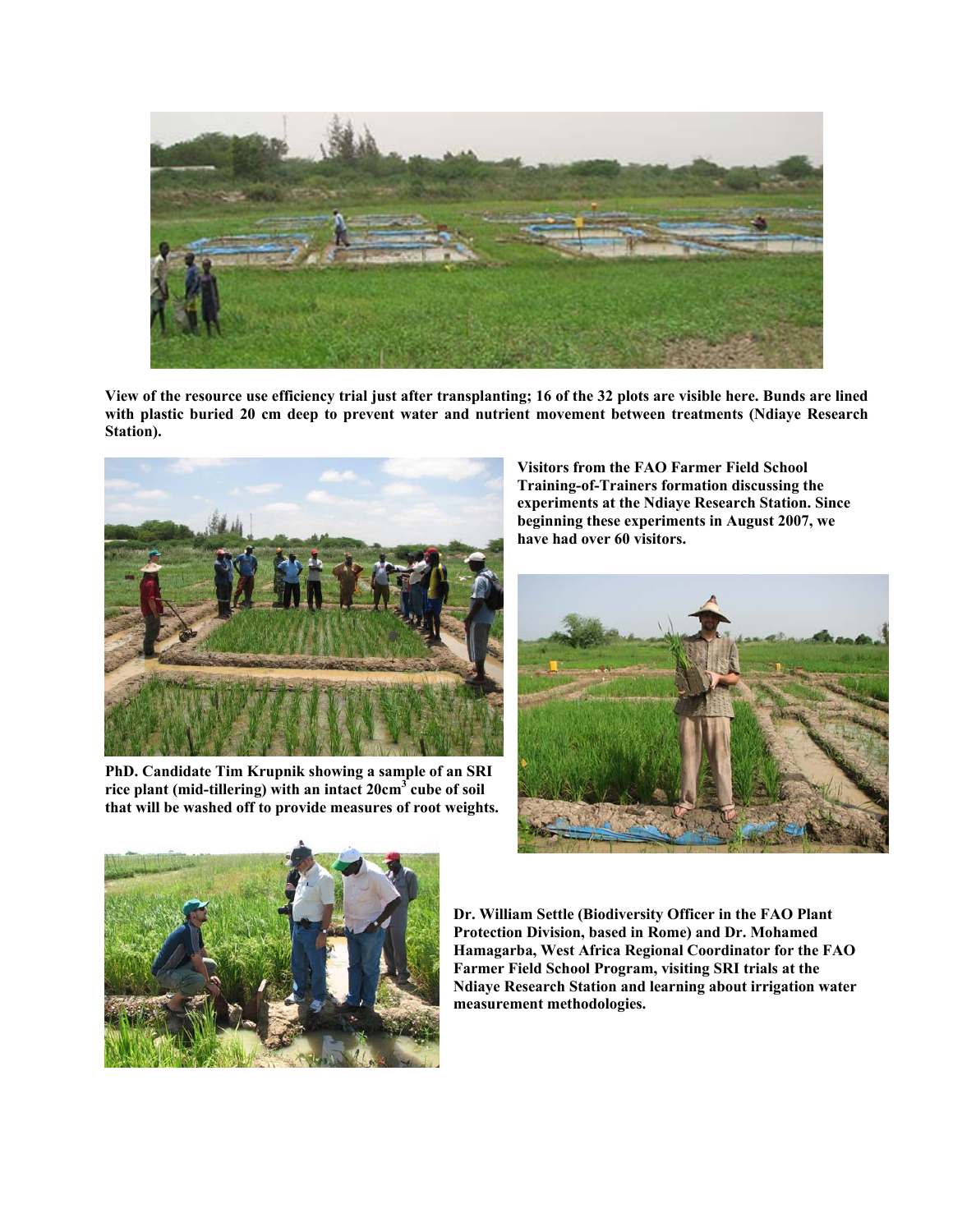**View of the resource use efficiency trial just after transplanting; 16 of the 32 plots are visible here. Bunds are lined with plastic buried 20 cm deep to prevent water and nutrient movement between treatments (Ndiaye Research Station).**

**Visitors from the FAO Farmer Field School Training-of-Trainers formation discussing the experiments at the Ndiaye Research Station. Since beginning these experiments in August 2007, we have had over 60 visitors.**

**PhD. Candidate Tim Krupnik showing a sample of an SRI rice plant (mid-tillering) with an intact 20cm$^3$ cube of soil that will be washed off to provide measures of root weights.**

**Dr. William Settle (Biodiversity Officer in the FAO Plant Protection Division, based in Rome) and Dr. Mohamed Hamagarba, West Africa Regional Coordinator for the FAO Farmer Field School Program, visiting SRI trials at the Ndiaye Research Station and learning about irrigation water measurement methodologies.**